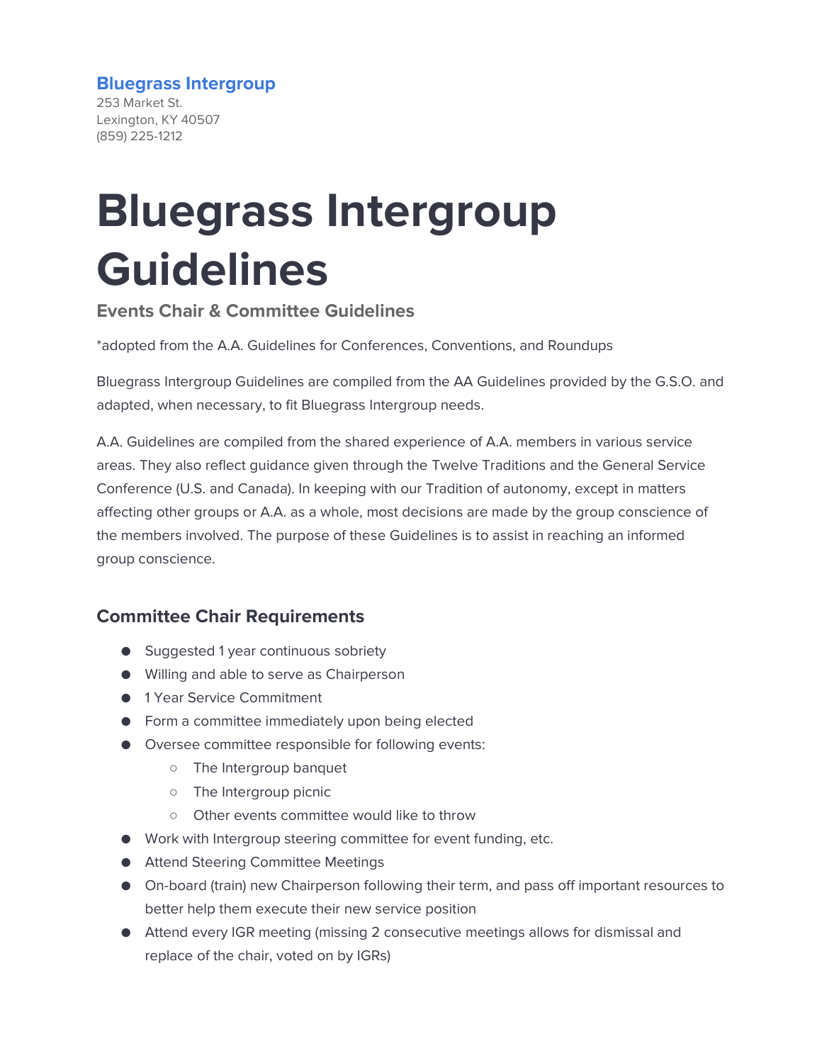**Bluegrass Intergroup**
253 Market St.
Lexington, KY 40507
(859) 225-1212

# Bluegrass Intergroup Guidelines

### Events Chair & Committee Guidelines

*adopted from the A.A. Guidelines for Conferences, Conventions, and Roundups

Bluegrass Intergroup Guidelines are compiled from the AA Guidelines provided by the G.S.O. and adapted, when necessary, to fit Bluegrass Intergroup needs.

A.A. Guidelines are compiled from the shared experience of A.A. members in various service areas. They also reflect guidance given through the Twelve Traditions and the General Service Conference (U.S. and Canada). In keeping with our Tradition of autonomy, except in matters affecting other groups or A.A. as a whole, most decisions are made by the group conscience of the members involved. The purpose of these Guidelines is to assist in reaching an informed group conscience.

## Committee Chair Requirements

- Suggested 1 year continuous sobriety
- Willing and able to serve as Chairperson
- 1 Year Service Commitment
- Form a committee immediately upon being elected
- Oversee committee responsible for following events:
  - The Intergroup banquet
  - The Intergroup picnic
  - Other events committee would like to throw
- Work with Intergroup steering committee for event funding, etc.
- Attend Steering Committee Meetings
- On-board (train) new Chairperson following their term, and pass off important resources to better help them execute their new service position
- Attend every IGR meeting (missing 2 consecutive meetings allows for dismissal and replace of the chair, voted on by IGRs)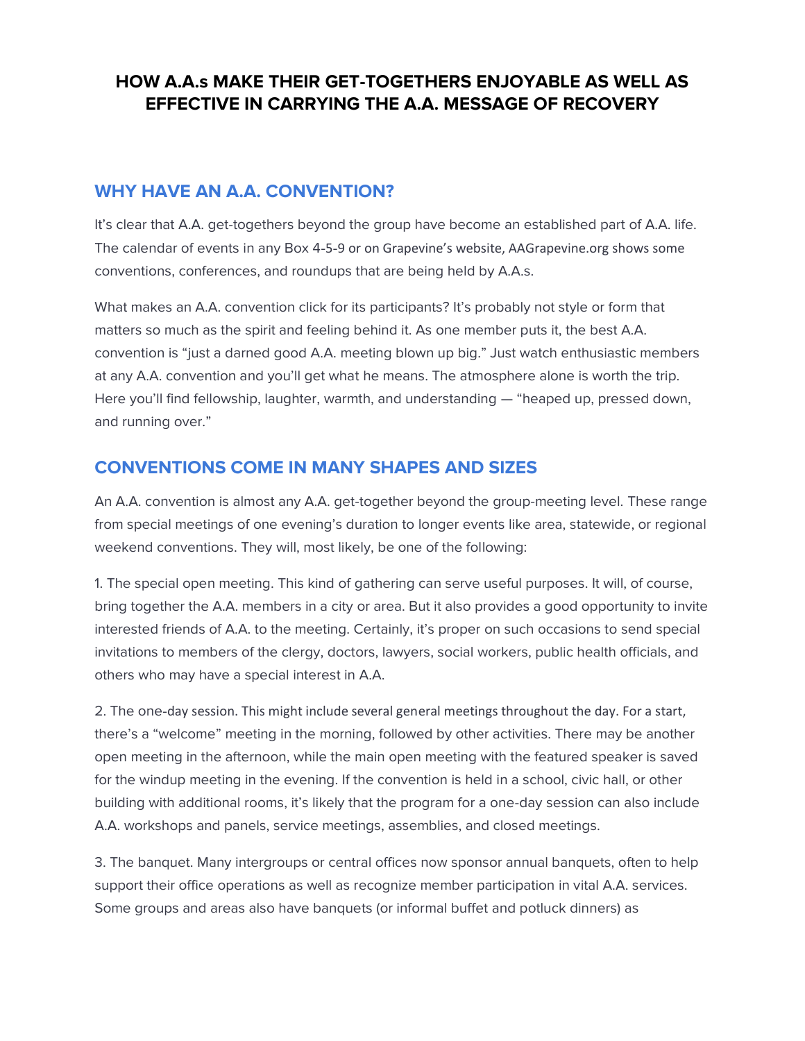# HOW A.A.s MAKE THEIR GET-TOGETHERS ENJOYABLE AS WELL AS EFFECTIVE IN CARRYING THE A.A. MESSAGE OF RECOVERY

## WHY HAVE AN A.A. CONVENTION?

It's clear that A.A. get-togethers beyond the group have become an established part of A.A. life. The calendar of events in any Box 4-5-9 or on Grapevine's website, AAGrapevine.org shows some conventions, conferences, and roundups that are being held by A.A.s.

What makes an A.A. convention click for its participants? It's probably not style or form that matters so much as the spirit and feeling behind it. As one member puts it, the best A.A. convention is "just a darned good A.A. meeting blown up big." Just watch enthusiastic members at any A.A. convention and you'll get what he means. The atmosphere alone is worth the trip. Here you'll find fellowship, laughter, warmth, and understanding — "heaped up, pressed down, and running over."

## CONVENTIONS COME IN MANY SHAPES AND SIZES

An A.A. convention is almost any A.A. get-together beyond the group-meeting level. These range from special meetings of one evening's duration to longer events like area, statewide, or regional weekend conventions. They will, most likely, be one of the following:

1. The special open meeting. This kind of gathering can serve useful purposes. It will, of course, bring together the A.A. members in a city or area. But it also provides a good opportunity to invite interested friends of A.A. to the meeting. Certainly, it's proper on such occasions to send special invitations to members of the clergy, doctors, lawyers, social workers, public health officials, and others who may have a special interest in A.A.

2. The one-day session. This might include several general meetings throughout the day. For a start, there's a "welcome" meeting in the morning, followed by other activities. There may be another open meeting in the afternoon, while the main open meeting with the featured speaker is saved for the windup meeting in the evening. If the convention is held in a school, civic hall, or other building with additional rooms, it's likely that the program for a one-day session can also include A.A. workshops and panels, service meetings, assemblies, and closed meetings.

3. The banquet. Many intergroups or central offices now sponsor annual banquets, often to help support their office operations as well as recognize member participation in vital A.A. services. Some groups and areas also have banquets (or informal buffet and potluck dinners) as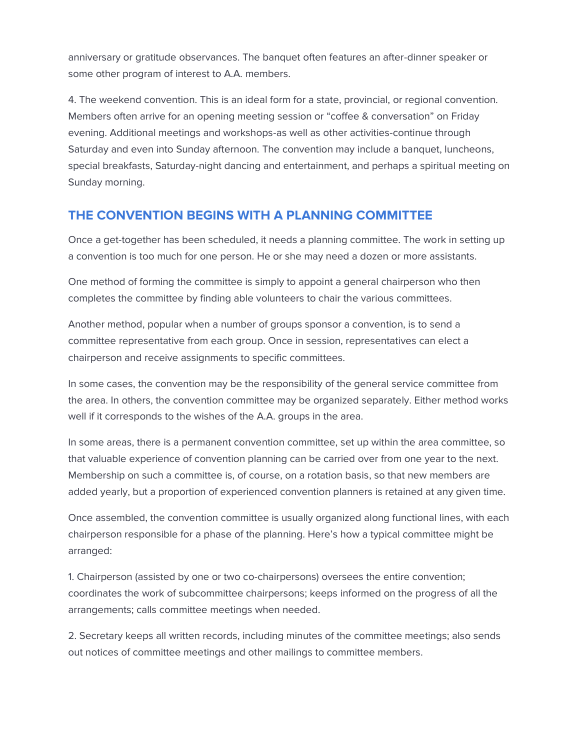anniversary or gratitude observances. The banquet often features an after-dinner speaker or some other program of interest to A.A. members.

4. The weekend convention. This is an ideal form for a state, provincial, or regional convention. Members often arrive for an opening meeting session or "coffee & conversation" on Friday evening. Additional meetings and workshops-as well as other activities-continue through Saturday and even into Sunday afternoon. The convention may include a banquet, luncheons, special breakfasts, Saturday-night dancing and entertainment, and perhaps a spiritual meeting on Sunday morning.

## THE CONVENTION BEGINS WITH A PLANNING COMMITTEE

Once a get-together has been scheduled, it needs a planning committee. The work in setting up a convention is too much for one person. He or she may need a dozen or more assistants.

One method of forming the committee is simply to appoint a general chairperson who then completes the committee by finding able volunteers to chair the various committees.

Another method, popular when a number of groups sponsor a convention, is to send a committee representative from each group. Once in session, representatives can elect a chairperson and receive assignments to specific committees.

In some cases, the convention may be the responsibility of the general service committee from the area. In others, the convention committee may be organized separately. Either method works well if it corresponds to the wishes of the A.A. groups in the area.

In some areas, there is a permanent convention committee, set up within the area committee, so that valuable experience of convention planning can be carried over from one year to the next. Membership on such a committee is, of course, on a rotation basis, so that new members are added yearly, but a proportion of experienced convention planners is retained at any given time.

Once assembled, the convention committee is usually organized along functional lines, with each chairperson responsible for a phase of the planning. Here's how a typical committee might be arranged:

1. Chairperson (assisted by one or two co-chairpersons) oversees the entire convention; coordinates the work of subcommittee chairpersons; keeps informed on the progress of all the arrangements; calls committee meetings when needed.

2. Secretary keeps all written records, including minutes of the committee meetings; also sends out notices of committee meetings and other mailings to committee members.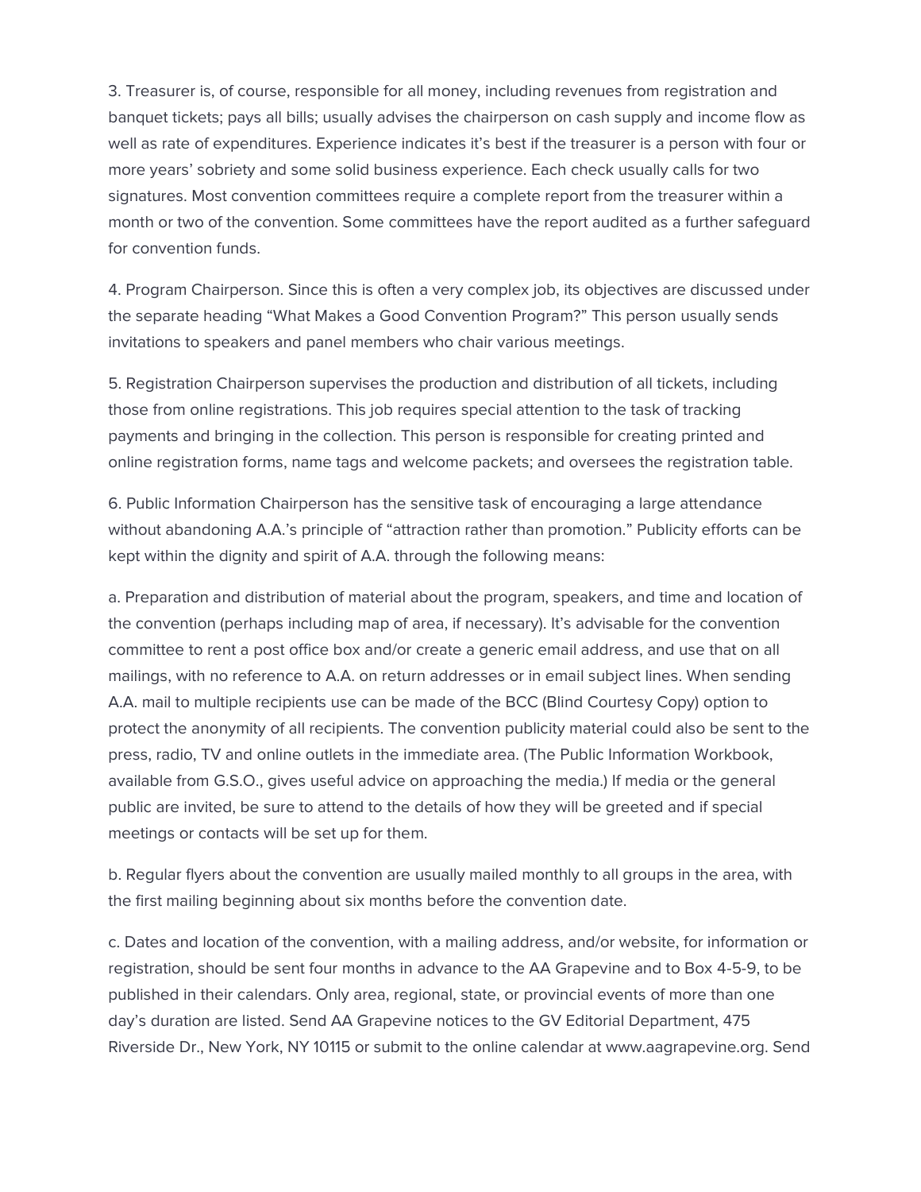3. Treasurer is, of course, responsible for all money, including revenues from registration and banquet tickets; pays all bills; usually advises the chairperson on cash supply and income flow as well as rate of expenditures. Experience indicates it's best if the treasurer is a person with four or more years' sobriety and some solid business experience. Each check usually calls for two signatures. Most convention committees require a complete report from the treasurer within a month or two of the convention. Some committees have the report audited as a further safeguard for convention funds.

4. Program Chairperson. Since this is often a very complex job, its objectives are discussed under the separate heading "What Makes a Good Convention Program?" This person usually sends invitations to speakers and panel members who chair various meetings.

5. Registration Chairperson supervises the production and distribution of all tickets, including those from online registrations. This job requires special attention to the task of tracking payments and bringing in the collection. This person is responsible for creating printed and online registration forms, name tags and welcome packets; and oversees the registration table.

6. Public Information Chairperson has the sensitive task of encouraging a large attendance without abandoning A.A.'s principle of "attraction rather than promotion." Publicity efforts can be kept within the dignity and spirit of A.A. through the following means:

a. Preparation and distribution of material about the program, speakers, and time and location of the convention (perhaps including map of area, if necessary). It's advisable for the convention committee to rent a post office box and/or create a generic email address, and use that on all mailings, with no reference to A.A. on return addresses or in email subject lines. When sending A.A. mail to multiple recipients use can be made of the BCC (Blind Courtesy Copy) option to protect the anonymity of all recipients. The convention publicity material could also be sent to the press, radio, TV and online outlets in the immediate area. (The Public Information Workbook, available from G.S.O., gives useful advice on approaching the media.) If media or the general public are invited, be sure to attend to the details of how they will be greeted and if special meetings or contacts will be set up for them.

b. Regular flyers about the convention are usually mailed monthly to all groups in the area, with the first mailing beginning about six months before the convention date.

c. Dates and location of the convention, with a mailing address, and/or website, for information or registration, should be sent four months in advance to the AA Grapevine and to Box 4-5-9, to be published in their calendars. Only area, regional, state, or provincial events of more than one day's duration are listed. Send AA Grapevine notices to the GV Editorial Department, 475 Riverside Dr., New York, NY 10115 or submit to the online calendar at www.aagrapevine.org. Send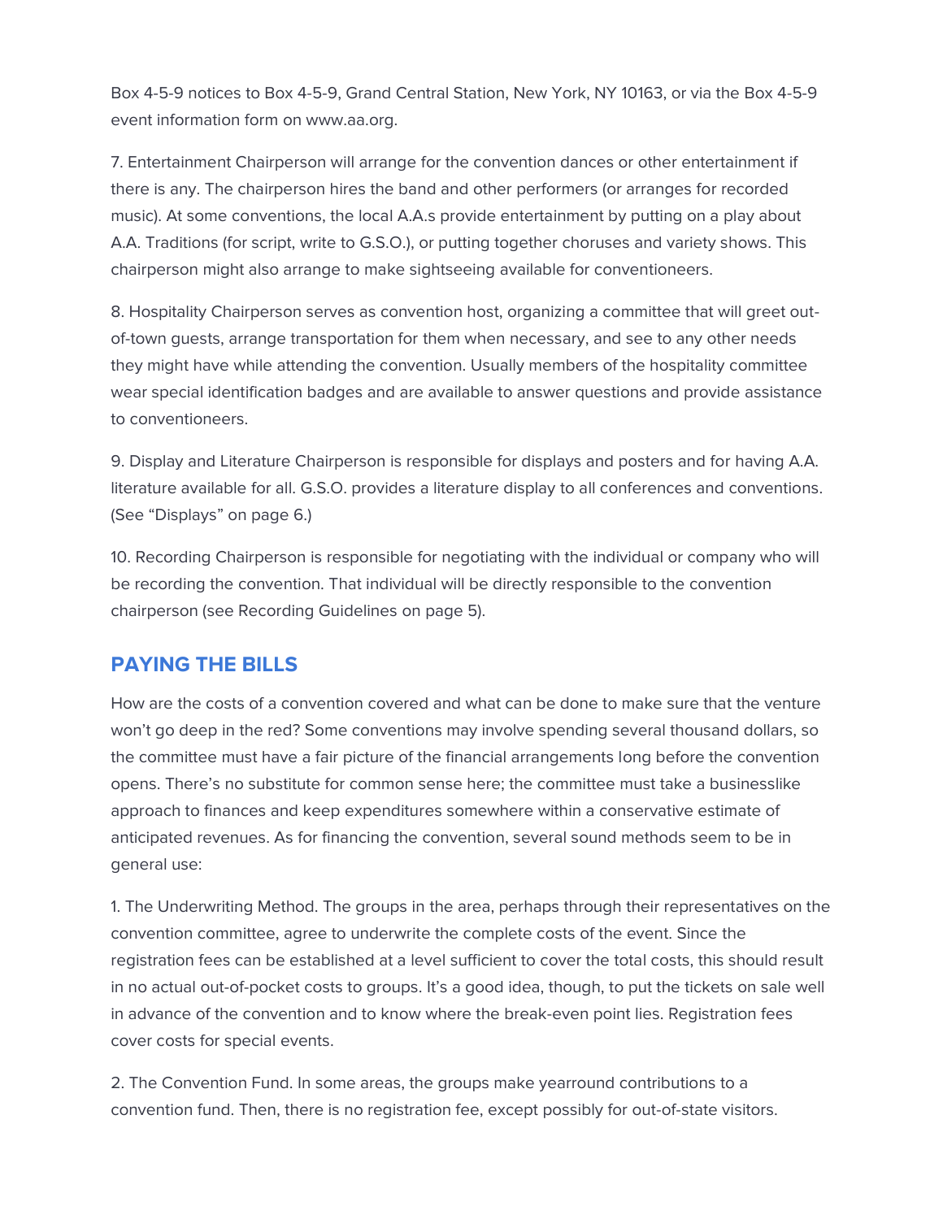Box 4-5-9 notices to Box 4-5-9, Grand Central Station, New York, NY 10163, or via the Box 4-5-9 event information form on www.aa.org.

7. Entertainment Chairperson will arrange for the convention dances or other entertainment if there is any. The chairperson hires the band and other performers (or arranges for recorded music). At some conventions, the local A.A.s provide entertainment by putting on a play about A.A. Traditions (for script, write to G.S.O.), or putting together choruses and variety shows. This chairperson might also arrange to make sightseeing available for conventioneers.

8. Hospitality Chairperson serves as convention host, organizing a committee that will greet out-of-town guests, arrange transportation for them when necessary, and see to any other needs they might have while attending the convention. Usually members of the hospitality committee wear special identification badges and are available to answer questions and provide assistance to conventioneers.

9. Display and Literature Chairperson is responsible for displays and posters and for having A.A. literature available for all. G.S.O. provides a literature display to all conferences and conventions. (See "Displays" on page 6.)

10. Recording Chairperson is responsible for negotiating with the individual or company who will be recording the convention. That individual will be directly responsible to the convention chairperson (see Recording Guidelines on page 5).

## PAYING THE BILLS

How are the costs of a convention covered and what can be done to make sure that the venture won't go deep in the red? Some conventions may involve spending several thousand dollars, so the committee must have a fair picture of the financial arrangements long before the convention opens. There's no substitute for common sense here; the committee must take a businesslike approach to finances and keep expenditures somewhere within a conservative estimate of anticipated revenues. As for financing the convention, several sound methods seem to be in general use:

1. The Underwriting Method. The groups in the area, perhaps through their representatives on the convention committee, agree to underwrite the complete costs of the event. Since the registration fees can be established at a level sufficient to cover the total costs, this should result in no actual out-of-pocket costs to groups. It's a good idea, though, to put the tickets on sale well in advance of the convention and to know where the break-even point lies. Registration fees cover costs for special events.

2. The Convention Fund. In some areas, the groups make yearround contributions to a convention fund. Then, there is no registration fee, except possibly for out-of-state visitors.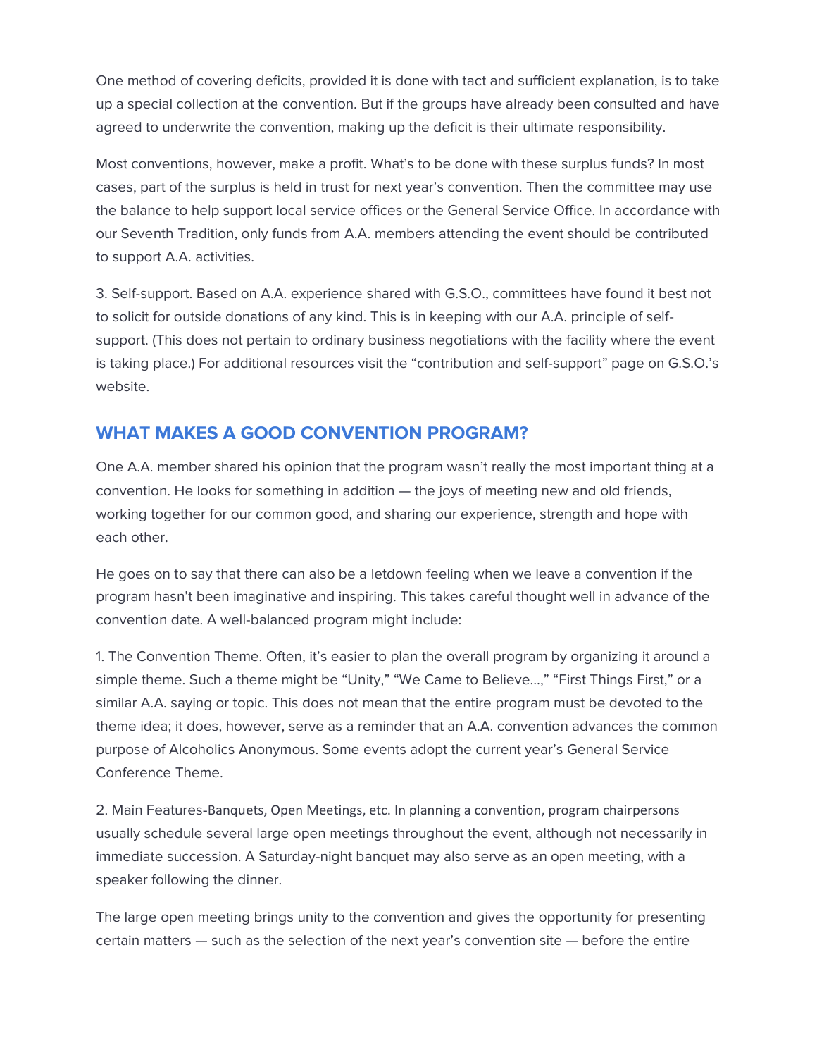One method of covering deficits, provided it is done with tact and sufficient explanation, is to take up a special collection at the convention. But if the groups have already been consulted and have agreed to underwrite the convention, making up the deficit is their ultimate responsibility.

Most conventions, however, make a profit. What's to be done with these surplus funds? In most cases, part of the surplus is held in trust for next year's convention. Then the committee may use the balance to help support local service offices or the General Service Office. In accordance with our Seventh Tradition, only funds from A.A. members attending the event should be contributed to support A.A. activities.

3. Self-support. Based on A.A. experience shared with G.S.O., committees have found it best not to solicit for outside donations of any kind. This is in keeping with our A.A. principle of self-support. (This does not pertain to ordinary business negotiations with the facility where the event is taking place.) For additional resources visit the "contribution and self-support" page on G.S.O.'s website.

## WHAT MAKES A GOOD CONVENTION PROGRAM?

One A.A. member shared his opinion that the program wasn't really the most important thing at a convention. He looks for something in addition — the joys of meeting new and old friends, working together for our common good, and sharing our experience, strength and hope with each other.

He goes on to say that there can also be a letdown feeling when we leave a convention if the program hasn't been imaginative and inspiring. This takes careful thought well in advance of the convention date. A well-balanced program might include:

1. The Convention Theme. Often, it's easier to plan the overall program by organizing it around a simple theme. Such a theme might be "Unity," "We Came to Believe...," "First Things First," or a similar A.A. saying or topic. This does not mean that the entire program must be devoted to the theme idea; it does, however, serve as a reminder that an A.A. convention advances the common purpose of Alcoholics Anonymous. Some events adopt the current year's General Service Conference Theme.

2. Main Features-Banquets, Open Meetings, etc. In planning a convention, program chairpersons usually schedule several large open meetings throughout the event, although not necessarily in immediate succession. A Saturday-night banquet may also serve as an open meeting, with a speaker following the dinner.

The large open meeting brings unity to the convention and gives the opportunity for presenting certain matters — such as the selection of the next year's convention site — before the entire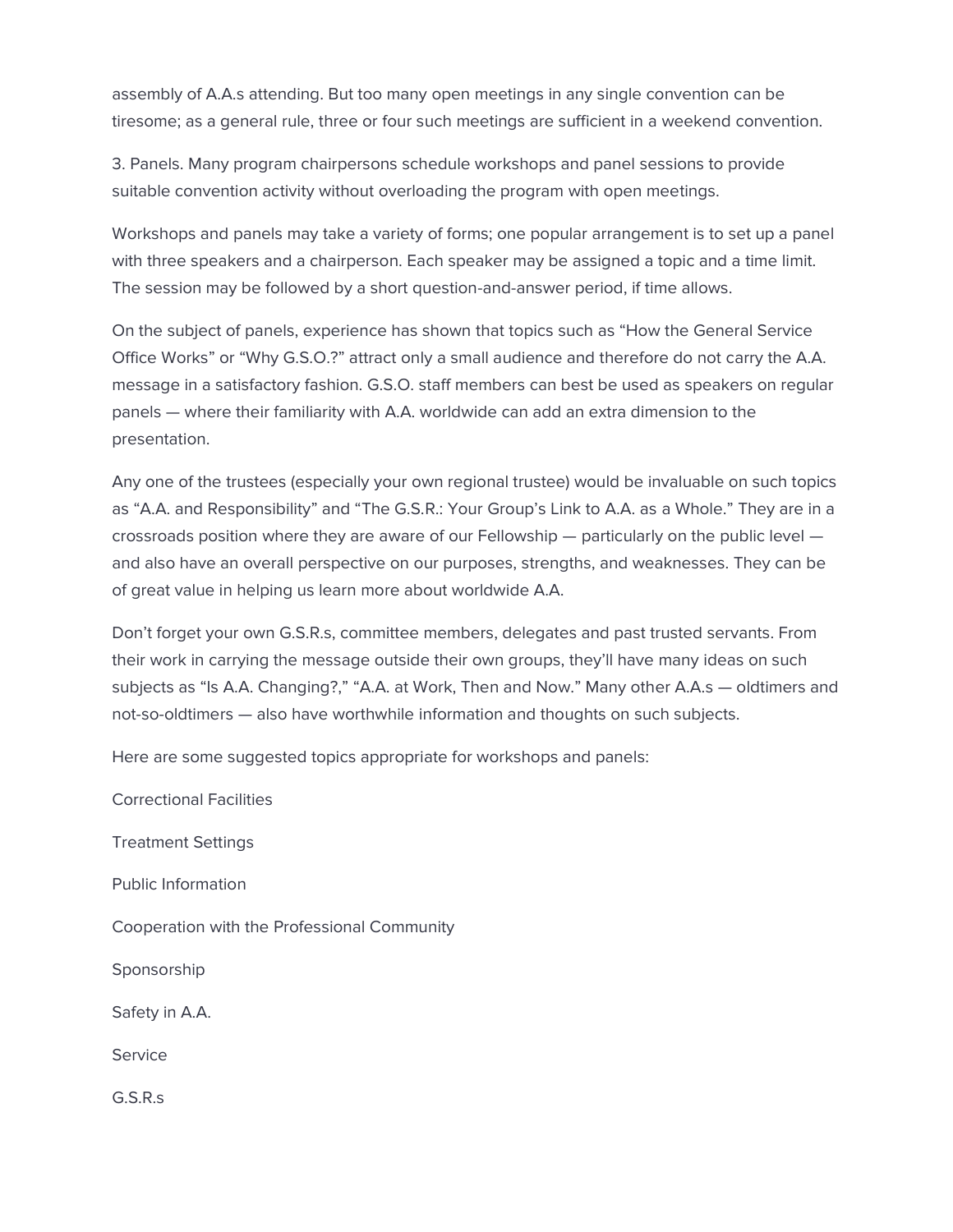assembly of A.A.s attending. But too many open meetings in any single convention can be tiresome; as a general rule, three or four such meetings are sufficient in a weekend convention.

3. Panels. Many program chairpersons schedule workshops and panel sessions to provide suitable convention activity without overloading the program with open meetings.

Workshops and panels may take a variety of forms; one popular arrangement is to set up a panel with three speakers and a chairperson. Each speaker may be assigned a topic and a time limit. The session may be followed by a short question-and-answer period, if time allows.

On the subject of panels, experience has shown that topics such as "How the General Service Office Works" or "Why G.S.O.?" attract only a small audience and therefore do not carry the A.A. message in a satisfactory fashion. G.S.O. staff members can best be used as speakers on regular panels — where their familiarity with A.A. worldwide can add an extra dimension to the presentation.

Any one of the trustees (especially your own regional trustee) would be invaluable on such topics as "A.A. and Responsibility" and "The G.S.R.: Your Group's Link to A.A. as a Whole." They are in a crossroads position where they are aware of our Fellowship — particularly on the public level — and also have an overall perspective on our purposes, strengths, and weaknesses. They can be of great value in helping us learn more about worldwide A.A.

Don't forget your own G.S.R.s, committee members, delegates and past trusted servants. From their work in carrying the message outside their own groups, they'll have many ideas on such subjects as "Is A.A. Changing?," "A.A. at Work, Then and Now." Many other A.A.s — oldtimers and not-so-oldtimers — also have worthwhile information and thoughts on such subjects.

Here are some suggested topics appropriate for workshops and panels:

Correctional Facilities

Treatment Settings

Public Information

Cooperation with the Professional Community

Sponsorship

Safety in A.A.

Service

G.S.R.s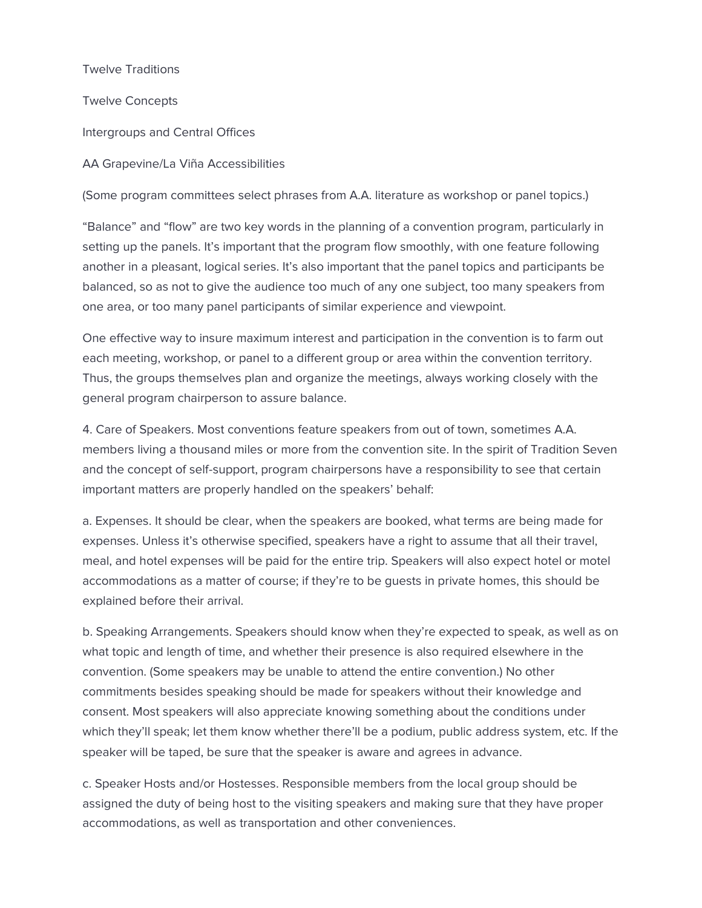Twelve Traditions

Twelve Concepts

Intergroups and Central Offices

AA Grapevine/La Viña Accessibilities

(Some program committees select phrases from A.A. literature as workshop or panel topics.)

“Balance” and “flow” are two key words in the planning of a convention program, particularly in setting up the panels. It’s important that the program flow smoothly, with one feature following another in a pleasant, logical series. It’s also important that the panel topics and participants be balanced, so as not to give the audience too much of any one subject, too many speakers from one area, or too many panel participants of similar experience and viewpoint.

One effective way to insure maximum interest and participation in the convention is to farm out each meeting, workshop, or panel to a different group or area within the convention territory. Thus, the groups themselves plan and organize the meetings, always working closely with the general program chairperson to assure balance.

4. Care of Speakers. Most conventions feature speakers from out of town, sometimes A.A. members living a thousand miles or more from the convention site. In the spirit of Tradition Seven and the concept of self-support, program chairpersons have a responsibility to see that certain important matters are properly handled on the speakers’ behalf:

a. Expenses. It should be clear, when the speakers are booked, what terms are being made for expenses. Unless it’s otherwise specified, speakers have a right to assume that all their travel, meal, and hotel expenses will be paid for the entire trip. Speakers will also expect hotel or motel accommodations as a matter of course; if they’re to be guests in private homes, this should be explained before their arrival.

b. Speaking Arrangements. Speakers should know when they’re expected to speak, as well as on what topic and length of time, and whether their presence is also required elsewhere in the convention. (Some speakers may be unable to attend the entire convention.) No other commitments besides speaking should be made for speakers without their knowledge and consent. Most speakers will also appreciate knowing something about the conditions under which they’ll speak; let them know whether there’ll be a podium, public address system, etc. If the speaker will be taped, be sure that the speaker is aware and agrees in advance.

c. Speaker Hosts and/or Hostesses. Responsible members from the local group should be assigned the duty of being host to the visiting speakers and making sure that they have proper accommodations, as well as transportation and other conveniences.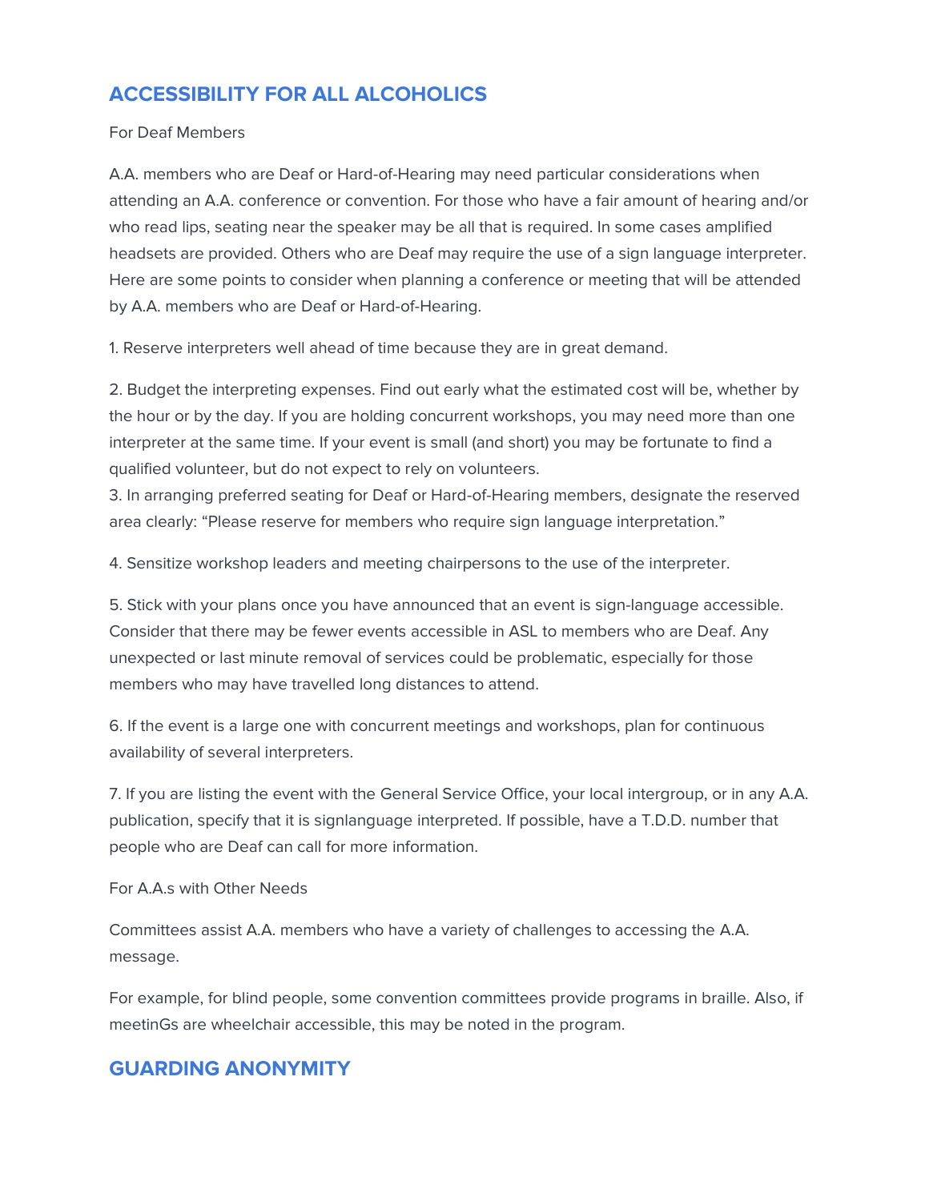## ACCESSIBILITY FOR ALL ALCOHOLICS

For Deaf Members

A.A. members who are Deaf or Hard-of-Hearing may need particular considerations when attending an A.A. conference or convention. For those who have a fair amount of hearing and/or who read lips, seating near the speaker may be all that is required. In some cases amplified headsets are provided. Others who are Deaf may require the use of a sign language interpreter. Here are some points to consider when planning a conference or meeting that will be attended by A.A. members who are Deaf or Hard-of-Hearing.

1. Reserve interpreters well ahead of time because they are in great demand.

2. Budget the interpreting expenses. Find out early what the estimated cost will be, whether by the hour or by the day. If you are holding concurrent workshops, you may need more than one interpreter at the same time. If your event is small (and short) you may be fortunate to find a qualified volunteer, but do not expect to rely on volunteers.

3. In arranging preferred seating for Deaf or Hard-of-Hearing members, designate the reserved area clearly: "Please reserve for members who require sign language interpretation."

4. Sensitize workshop leaders and meeting chairpersons to the use of the interpreter.

5. Stick with your plans once you have announced that an event is sign-language accessible. Consider that there may be fewer events accessible in ASL to members who are Deaf. Any unexpected or last minute removal of services could be problematic, especially for those members who may have travelled long distances to attend.

6. If the event is a large one with concurrent meetings and workshops, plan for continuous availability of several interpreters.

7. If you are listing the event with the General Service Office, your local intergroup, or in any A.A. publication, specify that it is signlanguage interpreted. If possible, have a T.D.D. number that people who are Deaf can call for more information.

For A.A.s with Other Needs

Committees assist A.A. members who have a variety of challenges to accessing the A.A. message.

For example, for blind people, some convention committees provide programs in braille. Also, if meetinGs are wheelchair accessible, this may be noted in the program.

## GUARDING ANONYMITY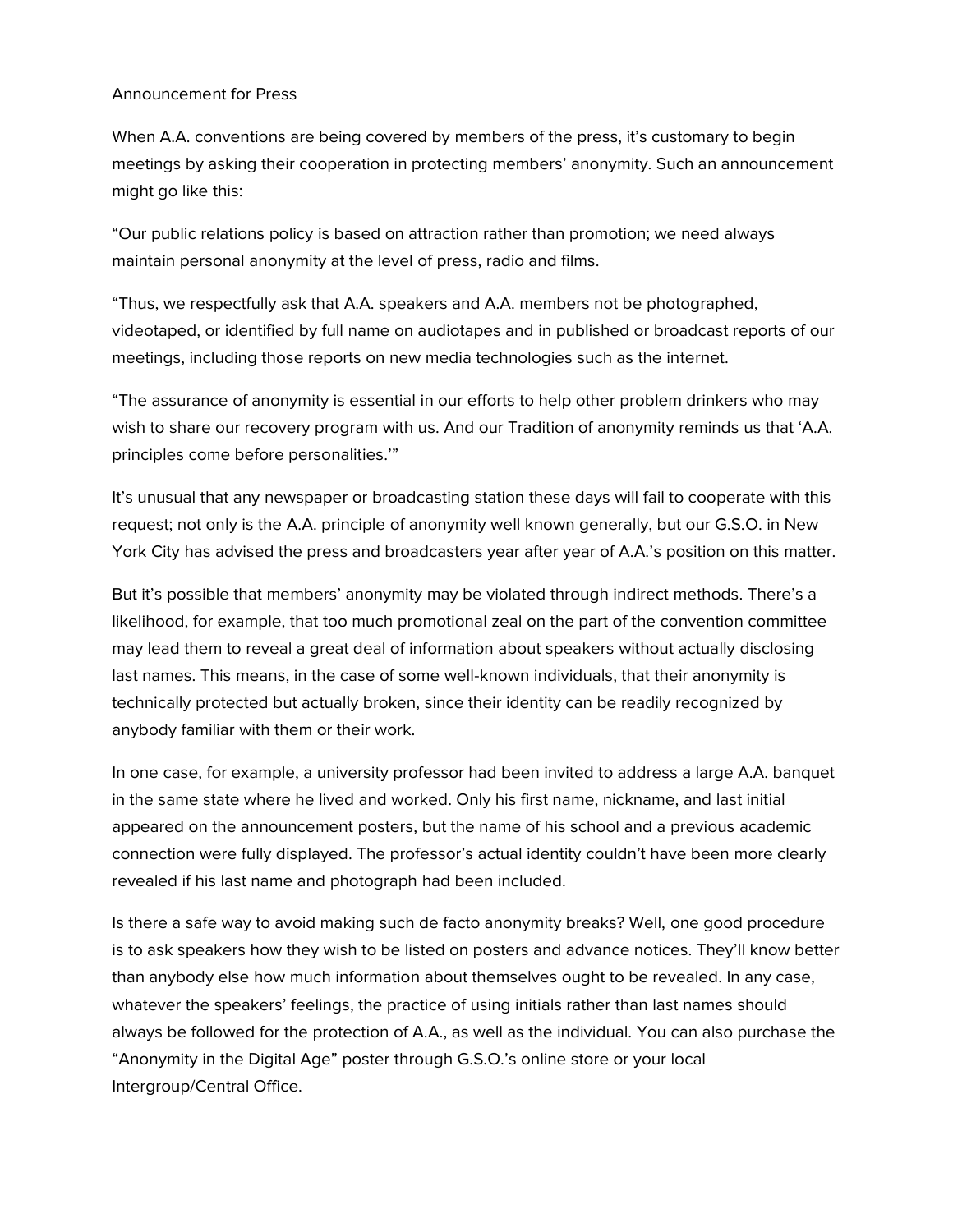## Announcement for Press

When A.A. conventions are being covered by members of the press, it's customary to begin meetings by asking their cooperation in protecting members' anonymity. Such an announcement might go like this:

"Our public relations policy is based on attraction rather than promotion; we need always maintain personal anonymity at the level of press, radio and films.

"Thus, we respectfully ask that A.A. speakers and A.A. members not be photographed, videotaped, or identified by full name on audiotapes and in published or broadcast reports of our meetings, including those reports on new media technologies such as the internet.

"The assurance of anonymity is essential in our efforts to help other problem drinkers who may wish to share our recovery program with us. And our Tradition of anonymity reminds us that 'A.A. principles come before personalities.'"

It's unusual that any newspaper or broadcasting station these days will fail to cooperate with this request; not only is the A.A. principle of anonymity well known generally, but our G.S.O. in New York City has advised the press and broadcasters year after year of A.A.'s position on this matter.

But it's possible that members' anonymity may be violated through indirect methods. There's a likelihood, for example, that too much promotional zeal on the part of the convention committee may lead them to reveal a great deal of information about speakers without actually disclosing last names. This means, in the case of some well-known individuals, that their anonymity is technically protected but actually broken, since their identity can be readily recognized by anybody familiar with them or their work.

In one case, for example, a university professor had been invited to address a large A.A. banquet in the same state where he lived and worked. Only his first name, nickname, and last initial appeared on the announcement posters, but the name of his school and a previous academic connection were fully displayed. The professor's actual identity couldn't have been more clearly revealed if his last name and photograph had been included.

Is there a safe way to avoid making such de facto anonymity breaks? Well, one good procedure is to ask speakers how they wish to be listed on posters and advance notices. They'll know better than anybody else how much information about themselves ought to be revealed. In any case, whatever the speakers' feelings, the practice of using initials rather than last names should always be followed for the protection of A.A., as well as the individual. You can also purchase the "Anonymity in the Digital Age" poster through G.S.O.'s online store or your local Intergroup/Central Office.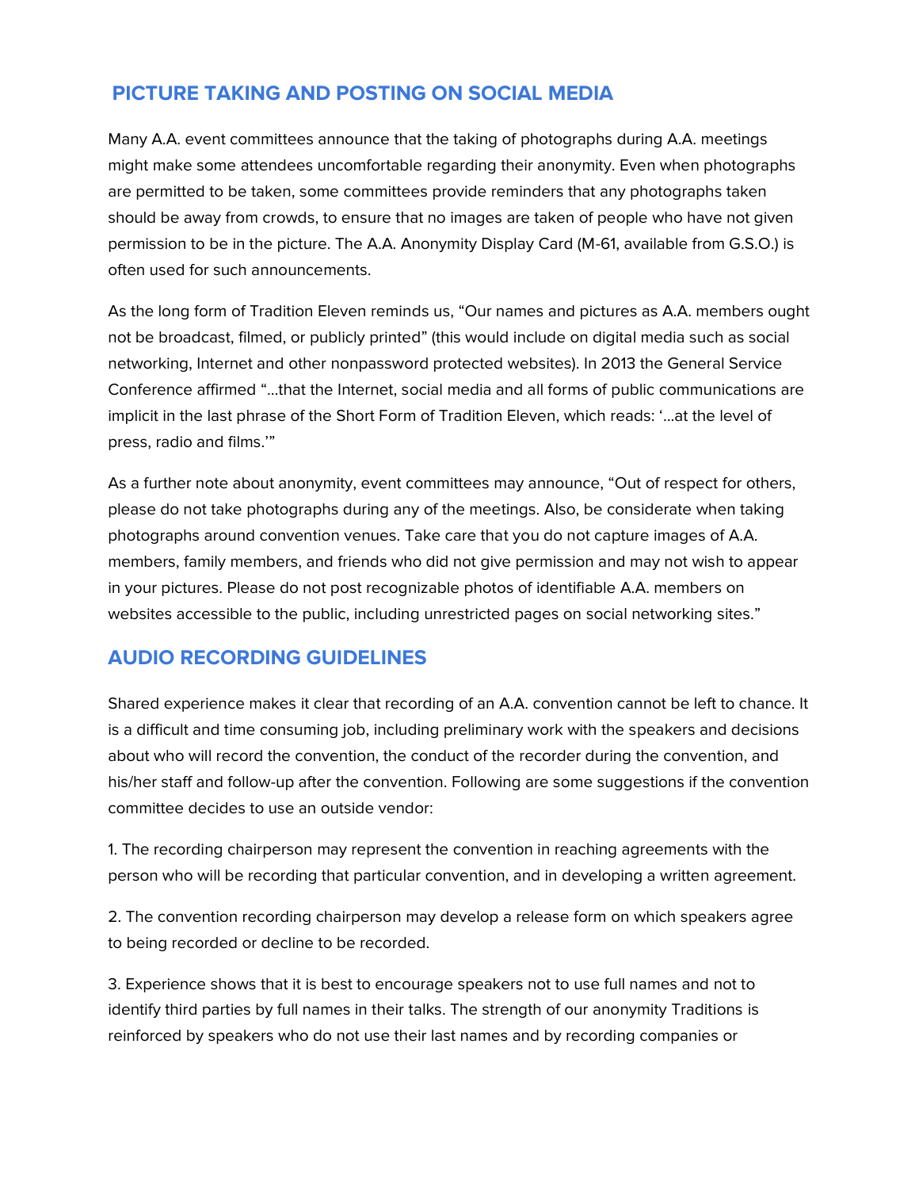## PICTURE TAKING AND POSTING ON SOCIAL MEDIA

Many A.A. event committees announce that the taking of photographs during A.A. meetings might make some attendees uncomfortable regarding their anonymity. Even when photographs are permitted to be taken, some committees provide reminders that any photographs taken should be away from crowds, to ensure that no images are taken of people who have not given permission to be in the picture. The A.A. Anonymity Display Card (M-61, available from G.S.O.) is often used for such announcements.

As the long form of Tradition Eleven reminds us, "Our names and pictures as A.A. members ought not be broadcast, filmed, or publicly printed" (this would include on digital media such as social networking, Internet and other nonpassword protected websites). In 2013 the General Service Conference affirmed "...that the Internet, social media and all forms of public communications are implicit in the last phrase of the Short Form of Tradition Eleven, which reads: '...at the level of press, radio and films.'"

As a further note about anonymity, event committees may announce, "Out of respect for others, please do not take photographs during any of the meetings. Also, be considerate when taking photographs around convention venues. Take care that you do not capture images of A.A. members, family members, and friends who did not give permission and may not wish to appear in your pictures. Please do not post recognizable photos of identifiable A.A. members on websites accessible to the public, including unrestricted pages on social networking sites."

## AUDIO RECORDING GUIDELINES

Shared experience makes it clear that recording of an A.A. convention cannot be left to chance. It is a difficult and time consuming job, including preliminary work with the speakers and decisions about who will record the convention, the conduct of the recorder during the convention, and his/her staff and follow-up after the convention. Following are some suggestions if the convention committee decides to use an outside vendor:

1. The recording chairperson may represent the convention in reaching agreements with the person who will be recording that particular convention, and in developing a written agreement.

2. The convention recording chairperson may develop a release form on which speakers agree to being recorded or decline to be recorded.

3. Experience shows that it is best to encourage speakers not to use full names and not to identify third parties by full names in their talks. The strength of our anonymity Traditions is reinforced by speakers who do not use their last names and by recording companies or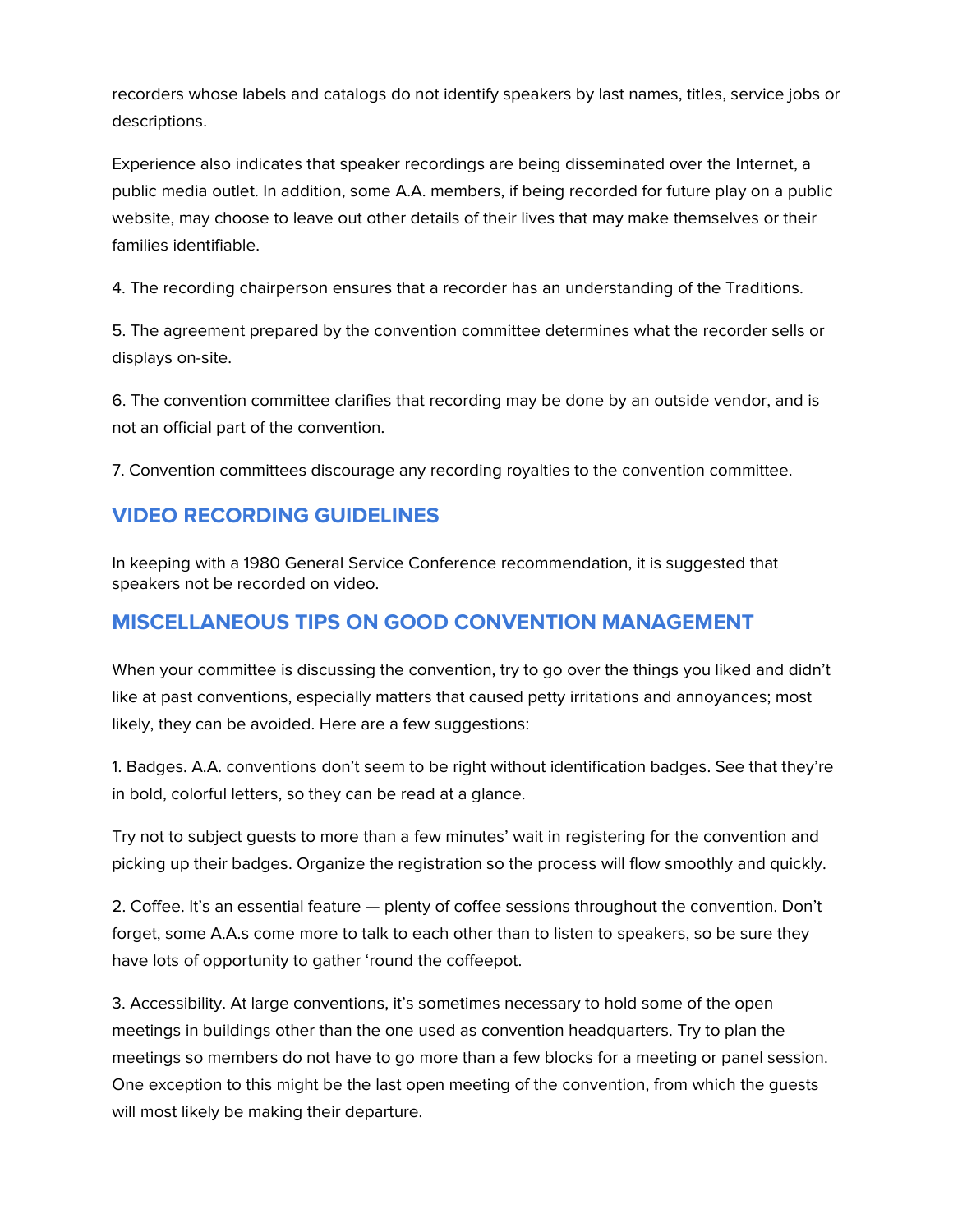recorders whose labels and catalogs do not identify speakers by last names, titles, service jobs or descriptions.

Experience also indicates that speaker recordings are being disseminated over the Internet, a public media outlet. In addition, some A.A. members, if being recorded for future play on a public website, may choose to leave out other details of their lives that may make themselves or their families identifiable.

4. The recording chairperson ensures that a recorder has an understanding of the Traditions.

5. The agreement prepared by the convention committee determines what the recorder sells or displays on-site.

6. The convention committee clarifies that recording may be done by an outside vendor, and is not an official part of the convention.

7. Convention committees discourage any recording royalties to the convention committee.

## VIDEO RECORDING GUIDELINES

In keeping with a 1980 General Service Conference recommendation, it is suggested that speakers not be recorded on video.

## MISCELLANEOUS TIPS ON GOOD CONVENTION MANAGEMENT

When your committee is discussing the convention, try to go over the things you liked and didn't like at past conventions, especially matters that caused petty irritations and annoyances; most likely, they can be avoided. Here are a few suggestions:

1. Badges. A.A. conventions don't seem to be right without identification badges. See that they're in bold, colorful letters, so they can be read at a glance.

Try not to subject guests to more than a few minutes' wait in registering for the convention and picking up their badges. Organize the registration so the process will flow smoothly and quickly.

2. Coffee. It's an essential feature — plenty of coffee sessions throughout the convention. Don't forget, some A.A.s come more to talk to each other than to listen to speakers, so be sure they have lots of opportunity to gather 'round the coffeepot.

3. Accessibility. At large conventions, it's sometimes necessary to hold some of the open meetings in buildings other than the one used as convention headquarters. Try to plan the meetings so members do not have to go more than a few blocks for a meeting or panel session. One exception to this might be the last open meeting of the convention, from which the guests will most likely be making their departure.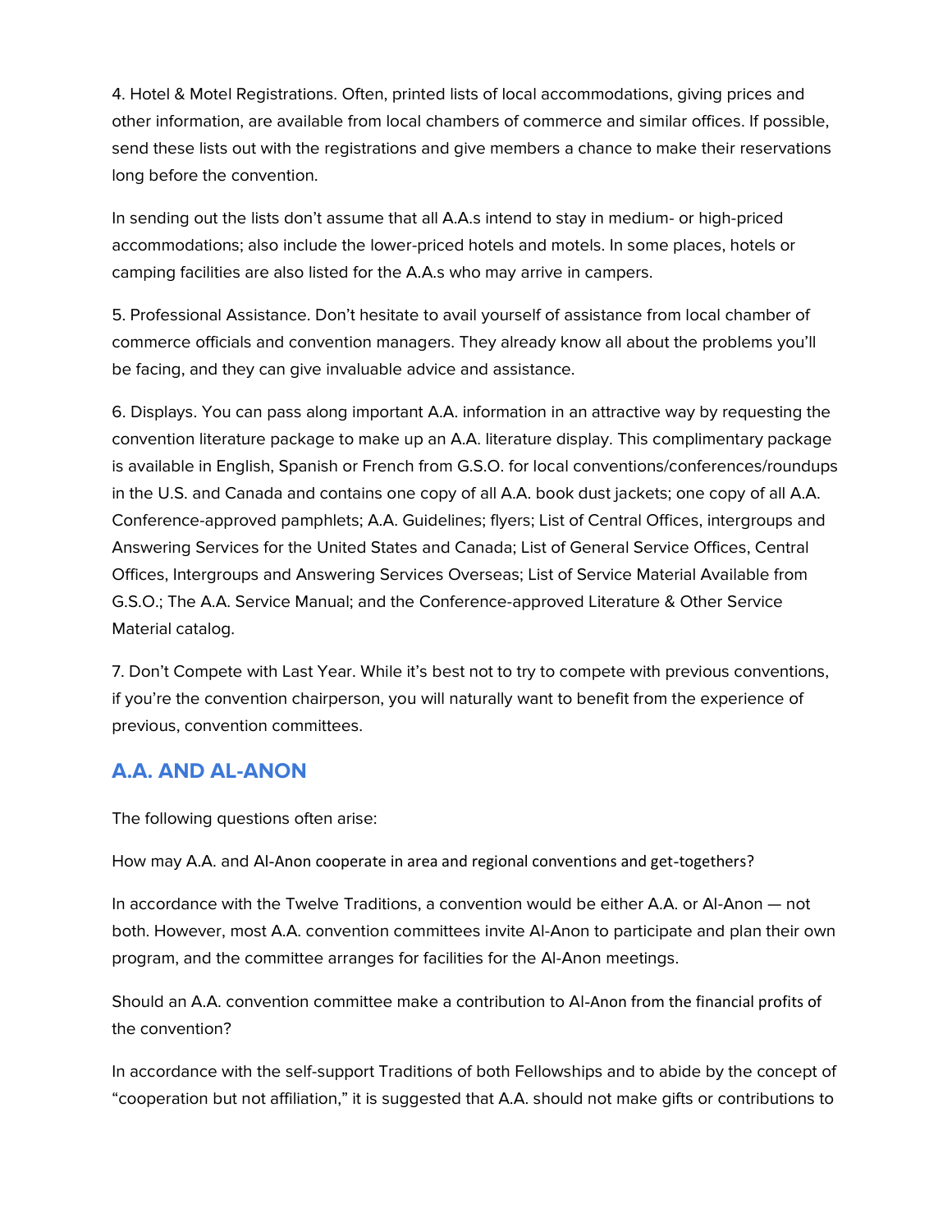4. Hotel & Motel Registrations. Often, printed lists of local accommodations, giving prices and other information, are available from local chambers of commerce and similar offices. If possible, send these lists out with the registrations and give members a chance to make their reservations long before the convention.

In sending out the lists don't assume that all A.A.s intend to stay in medium- or high-priced accommodations; also include the lower-priced hotels and motels. In some places, hotels or camping facilities are also listed for the A.A.s who may arrive in campers.

5. Professional Assistance. Don't hesitate to avail yourself of assistance from local chamber of commerce officials and convention managers. They already know all about the problems you'll be facing, and they can give invaluable advice and assistance.

6. Displays. You can pass along important A.A. information in an attractive way by requesting the convention literature package to make up an A.A. literature display. This complimentary package is available in English, Spanish or French from G.S.O. for local conventions/conferences/roundups in the U.S. and Canada and contains one copy of all A.A. book dust jackets; one copy of all A.A. Conference-approved pamphlets; A.A. Guidelines; flyers; List of Central Offices, intergroups and Answering Services for the United States and Canada; List of General Service Offices, Central Offices, Intergroups and Answering Services Overseas; List of Service Material Available from G.S.O.; The A.A. Service Manual; and the Conference-approved Literature & Other Service Material catalog.

7. Don't Compete with Last Year. While it's best not to try to compete with previous conventions, if you're the convention chairperson, you will naturally want to benefit from the experience of previous, convention committees.

## A.A. AND AL-ANON

The following questions often arise:

How may A.A. and Al-Anon cooperate in area and regional conventions and get-togethers?

In accordance with the Twelve Traditions, a convention would be either A.A. or Al-Anon — not both. However, most A.A. convention committees invite Al-Anon to participate and plan their own program, and the committee arranges for facilities for the Al-Anon meetings.

Should an A.A. convention committee make a contribution to Al-Anon from the financial profits of the convention?

In accordance with the self-support Traditions of both Fellowships and to abide by the concept of "cooperation but not affiliation," it is suggested that A.A. should not make gifts or contributions to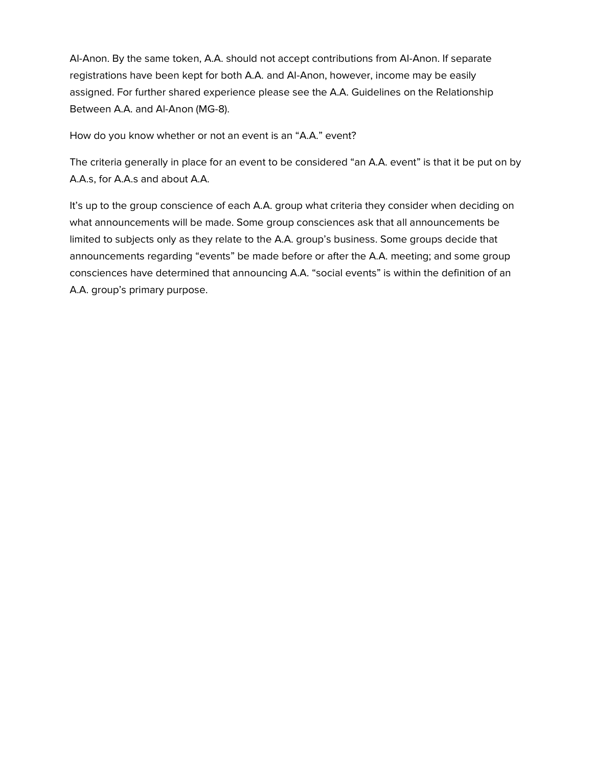Al-Anon. By the same token, A.A. should not accept contributions from Al-Anon. If separate registrations have been kept for both A.A. and Al-Anon, however, income may be easily assigned. For further shared experience please see the A.A. Guidelines on the Relationship Between A.A. and Al-Anon (MG-8).

How do you know whether or not an event is an "A.A." event?

The criteria generally in place for an event to be considered "an A.A. event" is that it be put on by A.A.s, for A.A.s and about A.A.

It's up to the group conscience of each A.A. group what criteria they consider when deciding on what announcements will be made. Some group consciences ask that all announcements be limited to subjects only as they relate to the A.A. group's business. Some groups decide that announcements regarding "events" be made before or after the A.A. meeting; and some group consciences have determined that announcing A.A. "social events" is within the definition of an A.A. group's primary purpose.